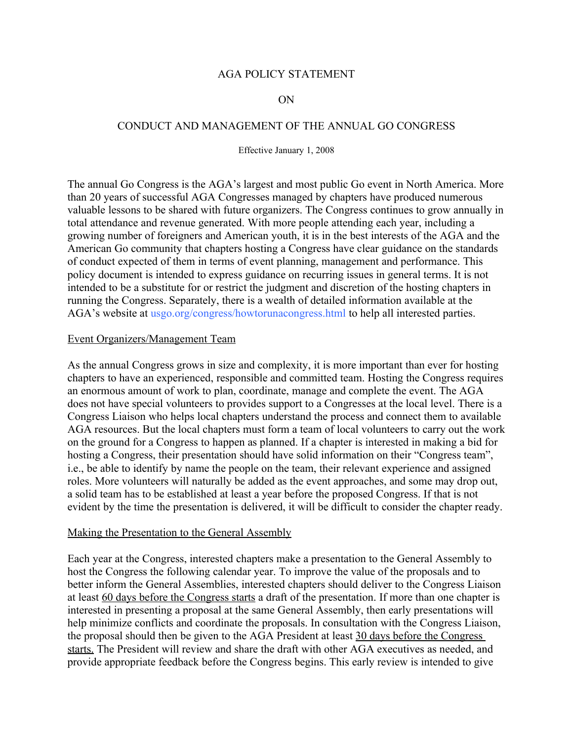# AGA POLICY STATEMENT

# ON

# CONDUCT AND MANAGEMENT OF THE ANNUAL GO CONGRESS

Effective January 1, 2008

The annual Go Congress is the AGA's largest and most public Go event in North America. More than 20 years of successful AGA Congresses managed by chapters have produced numerous valuable lessons to be shared with future organizers. The Congress continues to grow annually in total attendance and revenue generated. With more people attending each year, including a growing number of foreigners and American youth, it is in the best interests of the AGA and the American Go community that chapters hosting a Congress have clear guidance on the standards of conduct expected of them in terms of event planning, management and performance. This policy document is intended to express guidance on recurring issues in general terms. It is not intended to be a substitute for or restrict the judgment and discretion of the hosting chapters in running the Congress. Separately, there is a wealth of detailed information available at the AGA's website at usgo.org/congress/howtorunacongress.html to help all interested parties.

## Event Organizers/Management Team

As the annual Congress grows in size and complexity, it is more important than ever for hosting chapters to have an experienced, responsible and committed team. Hosting the Congress requires an enormous amount of work to plan, coordinate, manage and complete the event. The AGA does not have special volunteers to provides support to a Congresses at the local level. There is a Congress Liaison who helps local chapters understand the process and connect them to available AGA resources. But the local chapters must form a team of local volunteers to carry out the work on the ground for a Congress to happen as planned. If a chapter is interested in making a bid for hosting a Congress, their presentation should have solid information on their "Congress team", i.e., be able to identify by name the people on the team, their relevant experience and assigned roles. More volunteers will naturally be added as the event approaches, and some may drop out, a solid team has to be established at least a year before the proposed Congress. If that is not evident by the time the presentation is delivered, it will be difficult to consider the chapter ready.

## Making the Presentation to the General Assembly

Each year at the Congress, interested chapters make a presentation to the General Assembly to host the Congress the following calendar year. To improve the value of the proposals and to better inform the General Assemblies, interested chapters should deliver to the Congress Liaison at least 60 days before the Congress starts a draft of the presentation. If more than one chapter is interested in presenting a proposal at the same General Assembly, then early presentations will help minimize conflicts and coordinate the proposals. In consultation with the Congress Liaison, the proposal should then be given to the AGA President at least 30 days before the Congress starts. The President will review and share the draft with other AGA executives as needed, and provide appropriate feedback before the Congress begins. This early review is intended to give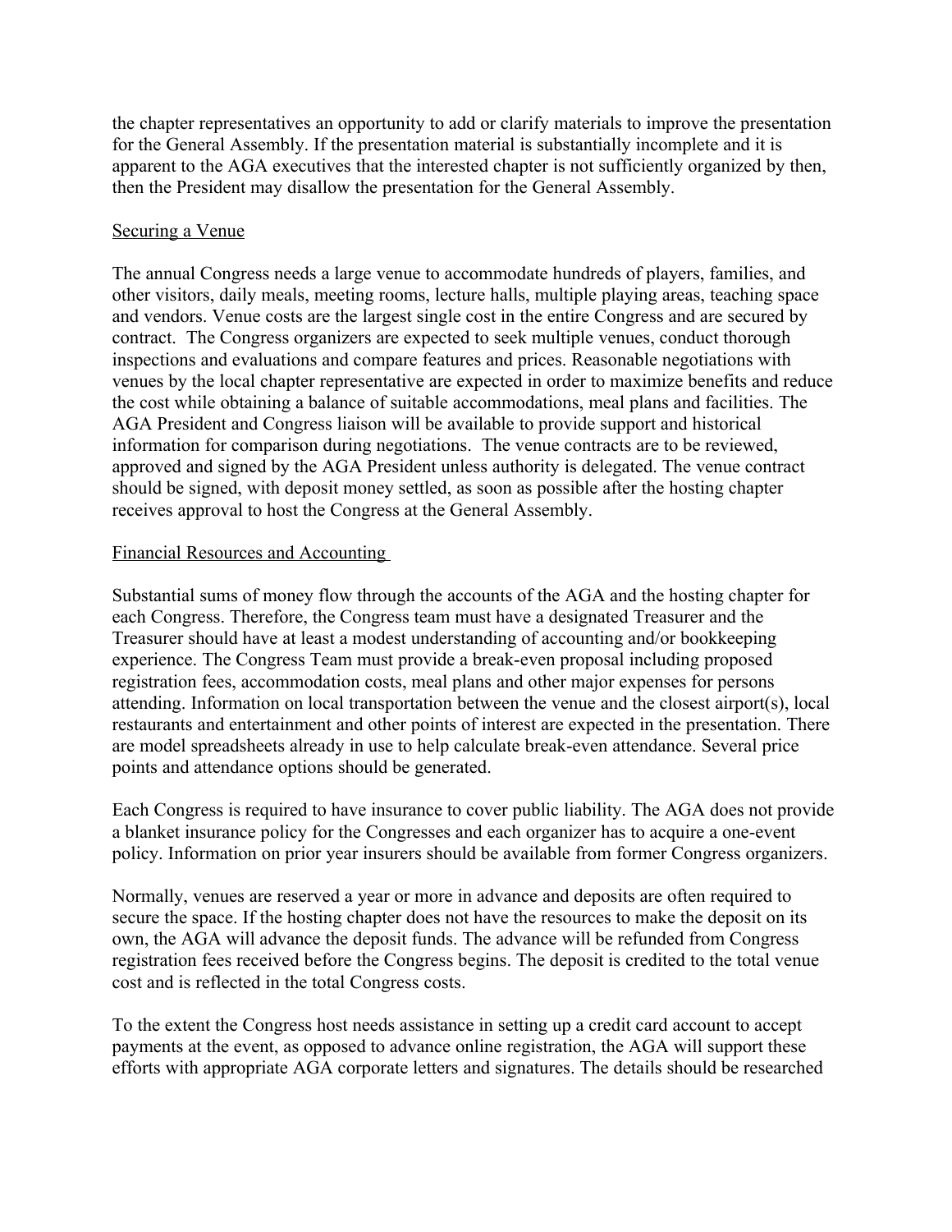the chapter representatives an opportunity to add or clarify materials to improve the presentation for the General Assembly. If the presentation material is substantially incomplete and it is apparent to the AGA executives that the interested chapter is not sufficiently organized by then, then the President may disallow the presentation for the General Assembly.

<u>Securing a Venue</u>

The annual Congress needs a large venue to accommodate hundreds of players, families, and other visitors, daily meals, meeting rooms, lecture halls, multiple playing areas, teaching space and vendors. Venue costs are the largest single cost in the entire Congress and are secured by contract. The Congress organizers are expected to seek multiple venues, conduct thorough inspections and evaluations and compare features and prices. Reasonable negotiations with venues by the local chapter representative are expected in order to maximize benefits and reduce the cost while obtaining a balance of suitable accommodations, meal plans and facilities. The AGA President and Congress liaison will be available to provide support and historical information for comparison during negotiations. The venue contracts are to be reviewed, approved and signed by the AGA President unless authority is delegated. The venue contract should be signed, with deposit money settled, as soon as possible after the hosting chapter receives approval to host the Congress at the General Assembly.

<u>Financial Resources and Accounting</u>

Substantial sums of money flow through the accounts of the AGA and the hosting chapter for each Congress. Therefore, the Congress team must have a designated Treasurer and the Treasurer should have at least a modest understanding of accounting and/or bookkeeping experience. The Congress Team must provide a break-even proposal including proposed registration fees, accommodation costs, meal plans and other major expenses for persons attending. Information on local transportation between the venue and the closest airport(s), local restaurants and entertainment and other points of interest are expected in the presentation. There are model spreadsheets already in use to help calculate break-even attendance. Several price points and attendance options should be generated.

Each Congress is required to have insurance to cover public liability. The AGA does not provide a blanket insurance policy for the Congresses and each organizer has to acquire a one-event policy. Information on prior year insurers should be available from former Congress organizers.

Normally, venues are reserved a year or more in advance and deposits are often required to secure the space. If the hosting chapter does not have the resources to make the deposit on its own, the AGA will advance the deposit funds. The advance will be refunded from Congress registration fees received before the Congress begins. The deposit is credited to the total venue cost and is reflected in the total Congress costs.

To the extent the Congress host needs assistance in setting up a credit card account to accept payments at the event, as opposed to advance online registration, the AGA will support these efforts with appropriate AGA corporate letters and signatures. The details should be researched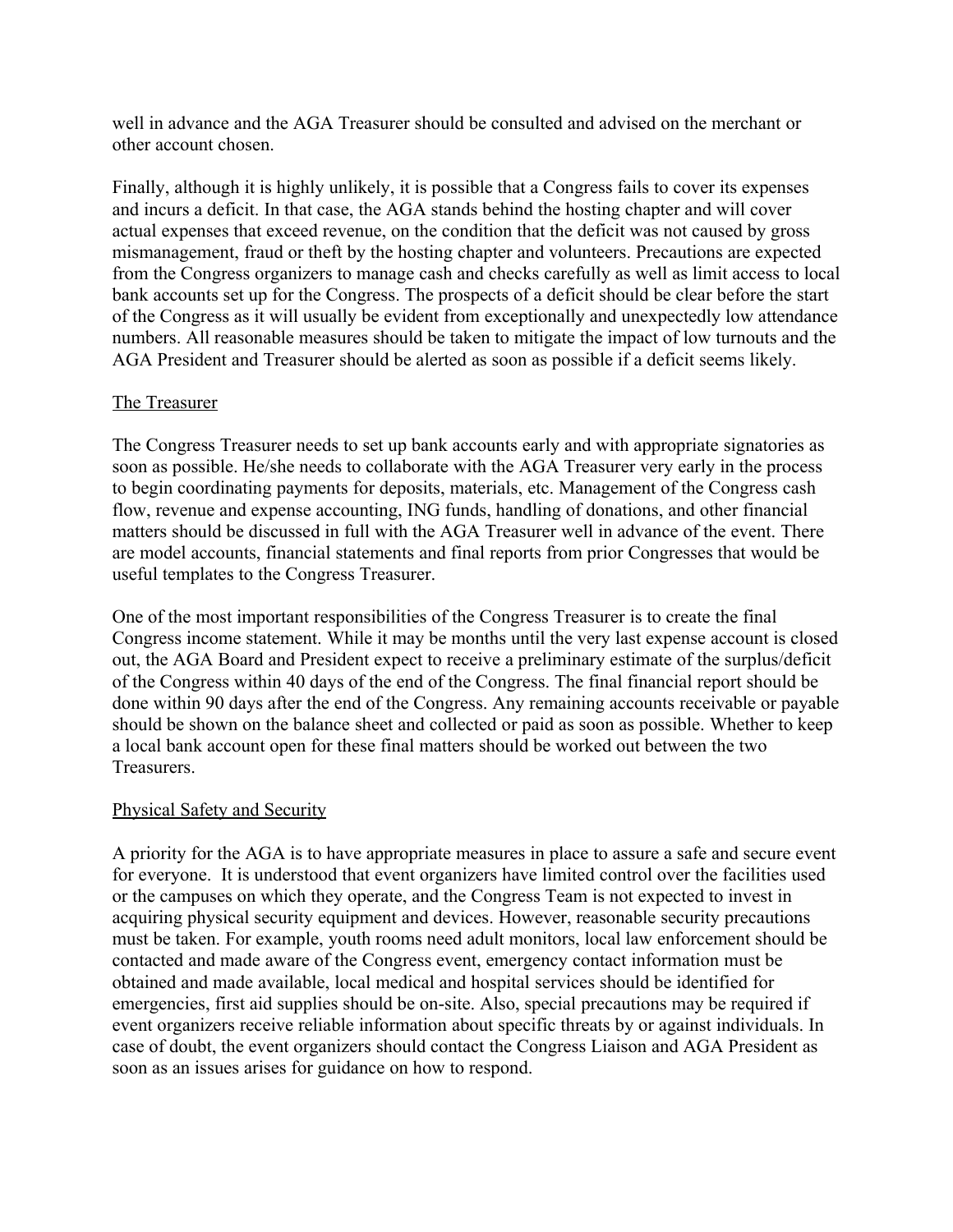well in advance and the AGA Treasurer should be consulted and advised on the merchant or other account chosen.

Finally, although it is highly unlikely, it is possible that a Congress fails to cover its expenses and incurs a deficit. In that case, the AGA stands behind the hosting chapter and will cover actual expenses that exceed revenue, on the condition that the deficit was not caused by gross mismanagement, fraud or theft by the hosting chapter and volunteers. Precautions are expected from the Congress organizers to manage cash and checks carefully as well as limit access to local bank accounts set up for the Congress. The prospects of a deficit should be clear before the start of the Congress as it will usually be evident from exceptionally and unexpectedly low attendance numbers. All reasonable measures should be taken to mitigate the impact of low turnouts and the AGA President and Treasurer should be alerted as soon as possible if a deficit seems likely.

## The Treasurer

The Congress Treasurer needs to set up bank accounts early and with appropriate signatories as soon as possible. He/she needs to collaborate with the AGA Treasurer very early in the process to begin coordinating payments for deposits, materials, etc. Management of the Congress cash flow, revenue and expense accounting, ING funds, handling of donations, and other financial matters should be discussed in full with the AGA Treasurer well in advance of the event. There are model accounts, financial statements and final reports from prior Congresses that would be useful templates to the Congress Treasurer.

One of the most important responsibilities of the Congress Treasurer is to create the final Congress income statement. While it may be months until the very last expense account is closed out, the AGA Board and President expect to receive a preliminary estimate of the surplus/deficit of the Congress within 40 days of the end of the Congress. The final financial report should be done within 90 days after the end of the Congress. Any remaining accounts receivable or payable should be shown on the balance sheet and collected or paid as soon as possible. Whether to keep a local bank account open for these final matters should be worked out between the two Treasurers.

## Physical Safety and Security

A priority for the AGA is to have appropriate measures in place to assure a safe and secure event for everyone. It is understood that event organizers have limited control over the facilities used or the campuses on which they operate, and the Congress Team is not expected to invest in acquiring physical security equipment and devices. However, reasonable security precautions must be taken. For example, youth rooms need adult monitors, local law enforcement should be contacted and made aware of the Congress event, emergency contact information must be obtained and made available, local medical and hospital services should be identified for emergencies, first aid supplies should be on-site. Also, special precautions may be required if event organizers receive reliable information about specific threats by or against individuals. In case of doubt, the event organizers should contact the Congress Liaison and AGA President as soon as an issues arises for guidance on how to respond.